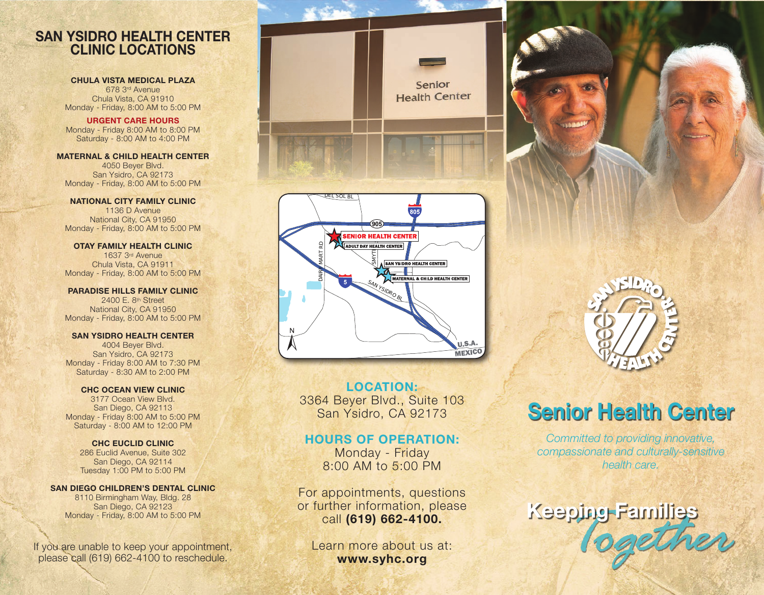# SAN YSIDRO HEALTH CENTER CLINIC LOCATIONS

**CHULA VISTA MEDICAL PLAZA**
678 3rd Avenue
Chula Vista, CA 91910
Monday - Friday, 8:00 AM to 5:00 PM

**URGENT CARE HOURS**
Monday - Friday 8:00 AM to 8:00 PM
Saturday - 8:00 AM to 4:00 PM

**MATERNAL & CHILD HEALTH CENTER**
4050 Beyer Blvd.
San Ysidro, CA 92173
Monday - Friday, 8:00 AM to 5:00 PM

**NATIONAL CITY FAMILY CLINIC**
1136 D Avenue
National City, CA 91950
Monday - Friday, 8:00 AM to 5:00 PM

**OTAY FAMILY HEALTH CLINIC**
1637 3rd Avenue
Chula Vista, CA 91911
Monday - Friday, 8:00 AM to 5:00 PM

**PARADISE HILLS FAMILY CLINIC**
2400 E. 8th Street
National City, CA 91950
Monday - Friday, 8:00 AM to 5:00 PM

**SAN YSIDRO HEALTH CENTER**
4004 Beyer Blvd.
San Ysidro, CA 92173
Monday - Friday 8:00 AM to 7:30 PM
Saturday - 8:30 AM to 2:00 PM

**CHC OCEAN VIEW CLINIC**
3177 Ocean View Blvd.
San Diego, CA 92113
Monday - Friday 8:00 AM to 5:00 PM
Saturday - 8:00 AM to 12:00 PM

**CHC EUCLID CLINIC**
286 Euclid Avenue, Suite 302
San Diego, CA 92114
Tuesday 1:00 PM to 5:00 PM

**SAN DIEGO CHILDREN'S DENTAL CLINIC**
8110 Birmingham Way, Bldg. 28
San Diego, CA 92123
Monday - Friday, 8:00 AM to 5:00 PM

If you are unable to keep your appointment, please call (619) 662-4100 to reschedule.

## LOCATION:
3364 Beyer Blvd., Suite 103
San Ysidro, CA 92173

## HOURS OF OPERATION:
Monday - Friday
8:00 AM to 5:00 PM

For appointments, questions or further information, please call **(619) 662-4100.**

Learn more about us at:
**www.syhc.org**

# Senior Health Center

*Committed to providing innovative, compassionate and culturally-sensitive health care.*

**Keeping Families Together**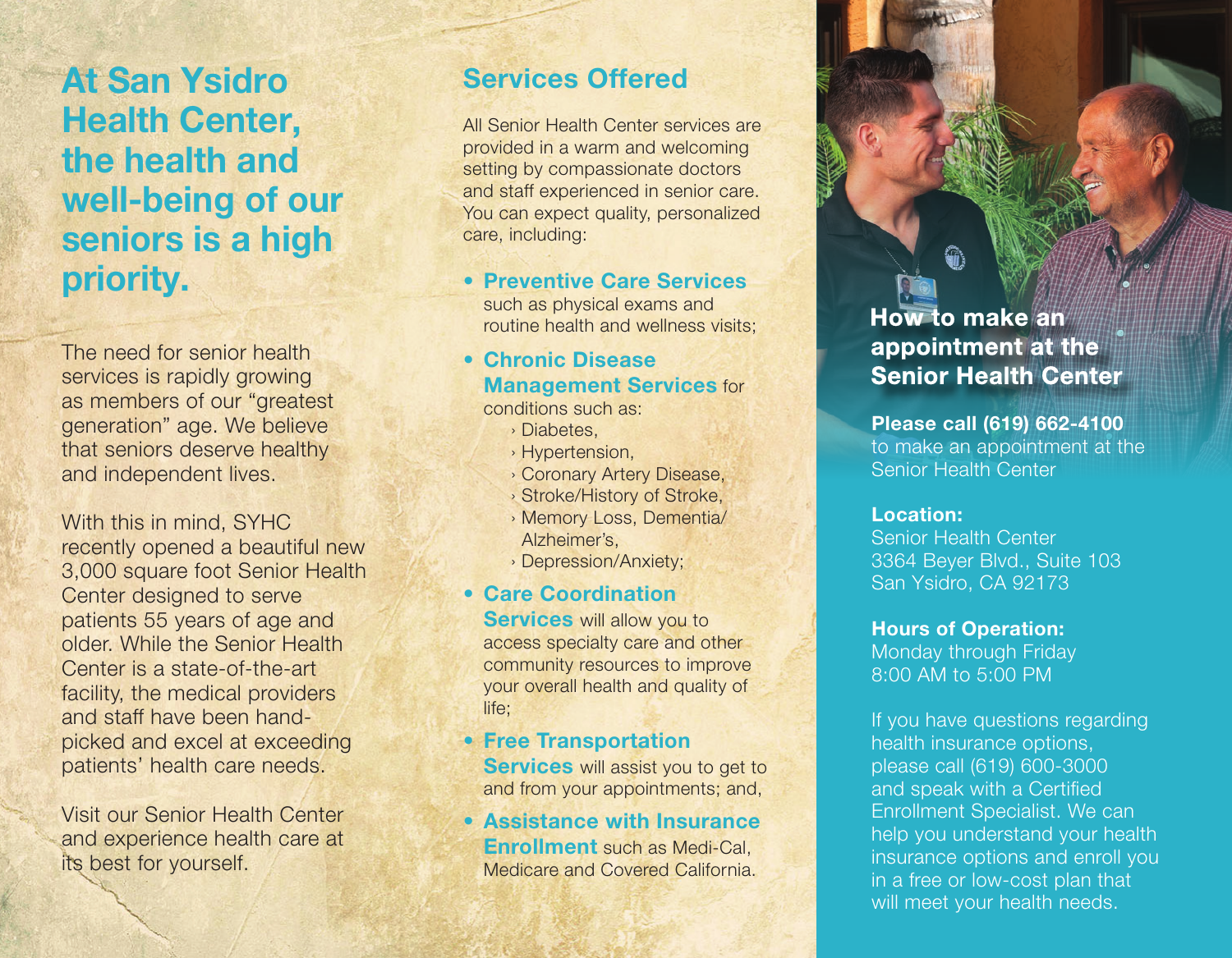# At San Ysidro Health Center, the health and well-being of our seniors is a high priority.

The need for senior health services is rapidly growing as members of our "greatest generation" age. We believe that seniors deserve healthy and independent lives.

With this in mind, SYHC recently opened a beautiful new 3,000 square foot Senior Health Center designed to serve patients 55 years of age and older. While the Senior Health Center is a state-of-the-art facility, the medical providers and staff have been hand-picked and excel at exceeding patients' health care needs.

Visit our Senior Health Center and experience health care at its best for yourself.

## Services Offered

All Senior Health Center services are provided in a warm and welcoming setting by compassionate doctors and staff experienced in senior care. You can expect quality, personalized care, including:

- **Preventive Care Services** such as physical exams and routine health and wellness visits;
- **Chronic Disease Management Services** for conditions such as:
  - Diabetes,
  - Hypertension,
  - Coronary Artery Disease,
  - Stroke/History of Stroke,
  - Memory Loss, Dementia/Alzheimer's,
  - Depression/Anxiety;
- **Care Coordination Services** will allow you to access specialty care and other community resources to improve your overall health and quality of life;
- **Free Transportation Services** will assist you to get to and from your appointments; and,
- **Assistance with Insurance Enrollment** such as Medi-Cal, Medicare and Covered California.

## How to make an appointment at the Senior Health Center

**Please call (619) 662-4100** to make an appointment at the Senior Health Center

**Location:**
Senior Health Center
3364 Beyer Blvd., Suite 103
San Ysidro, CA 92173

**Hours of Operation:**
Monday through Friday
8:00 AM to 5:00 PM

If you have questions regarding health insurance options, please call (619) 600-3000 and speak with a Certified Enrollment Specialist. We can help you understand your health insurance options and enroll you in a free or low-cost plan that will meet your health needs.